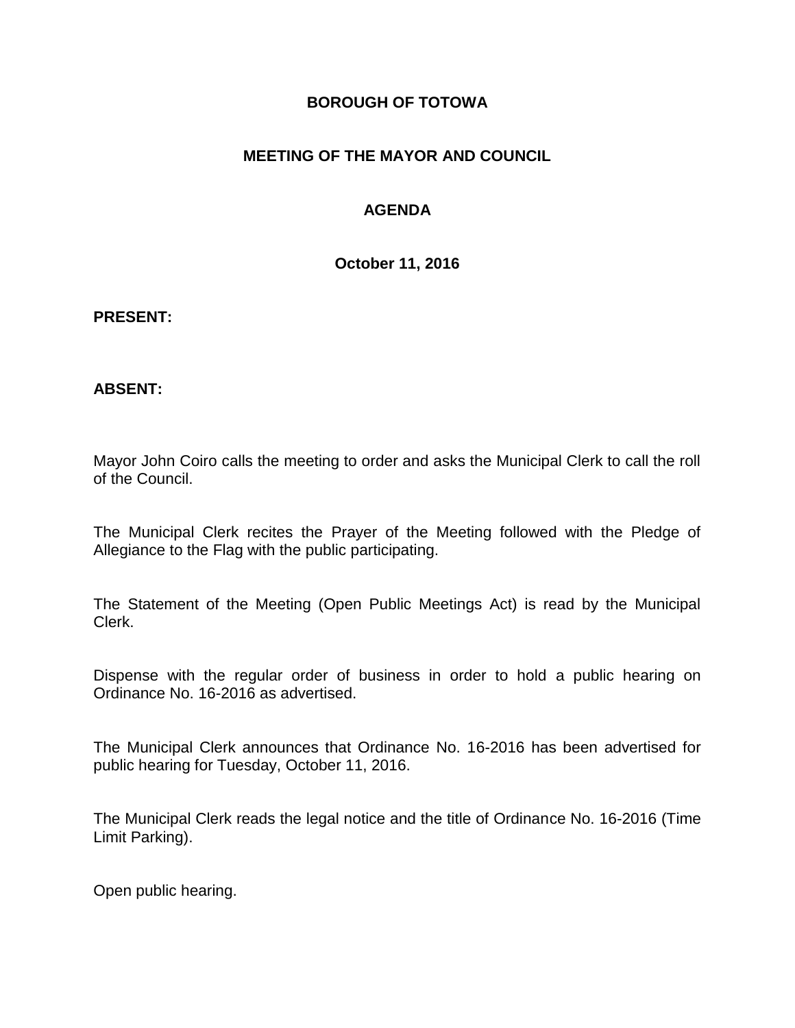# BOROUGH OF TOTOWA

## MEETING OF THE MAYOR AND COUNCIL

## AGENDA

**October 11, 2016**

**PRESENT:**

**ABSENT:**

Mayor John Coiro calls the meeting to order and asks the Municipal Clerk to call the roll of the Council.

The Municipal Clerk recites the Prayer of the Meeting followed with the Pledge of Allegiance to the Flag with the public participating.

The Statement of the Meeting (Open Public Meetings Act) is read by the Municipal Clerk.

Dispense with the regular order of business in order to hold a public hearing on Ordinance No. 16-2016 as advertised.

The Municipal Clerk announces that Ordinance No. 16-2016 has been advertised for public hearing for Tuesday, October 11, 2016.

The Municipal Clerk reads the legal notice and the title of Ordinance No. 16-2016 (Time Limit Parking).

Open public hearing.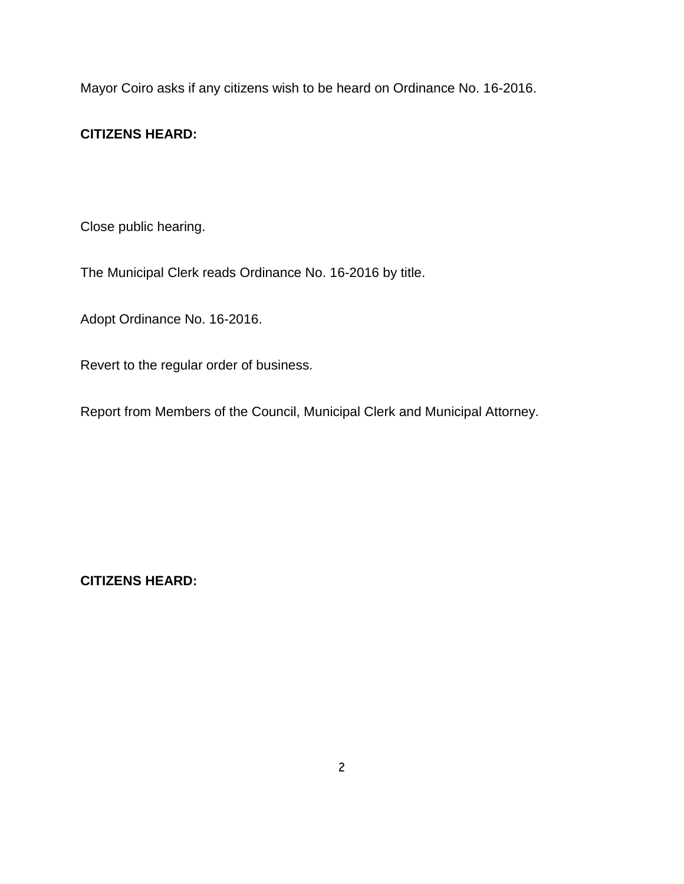Mayor Coiro asks if any citizens wish to be heard on Ordinance No. 16-2016.

**CITIZENS HEARD:**

Close public hearing.

The Municipal Clerk reads Ordinance No. 16-2016 by title.

Adopt Ordinance No. 16-2016.

Revert to the regular order of business.

Report from Members of the Council, Municipal Clerk and Municipal Attorney.

**CITIZENS HEARD:**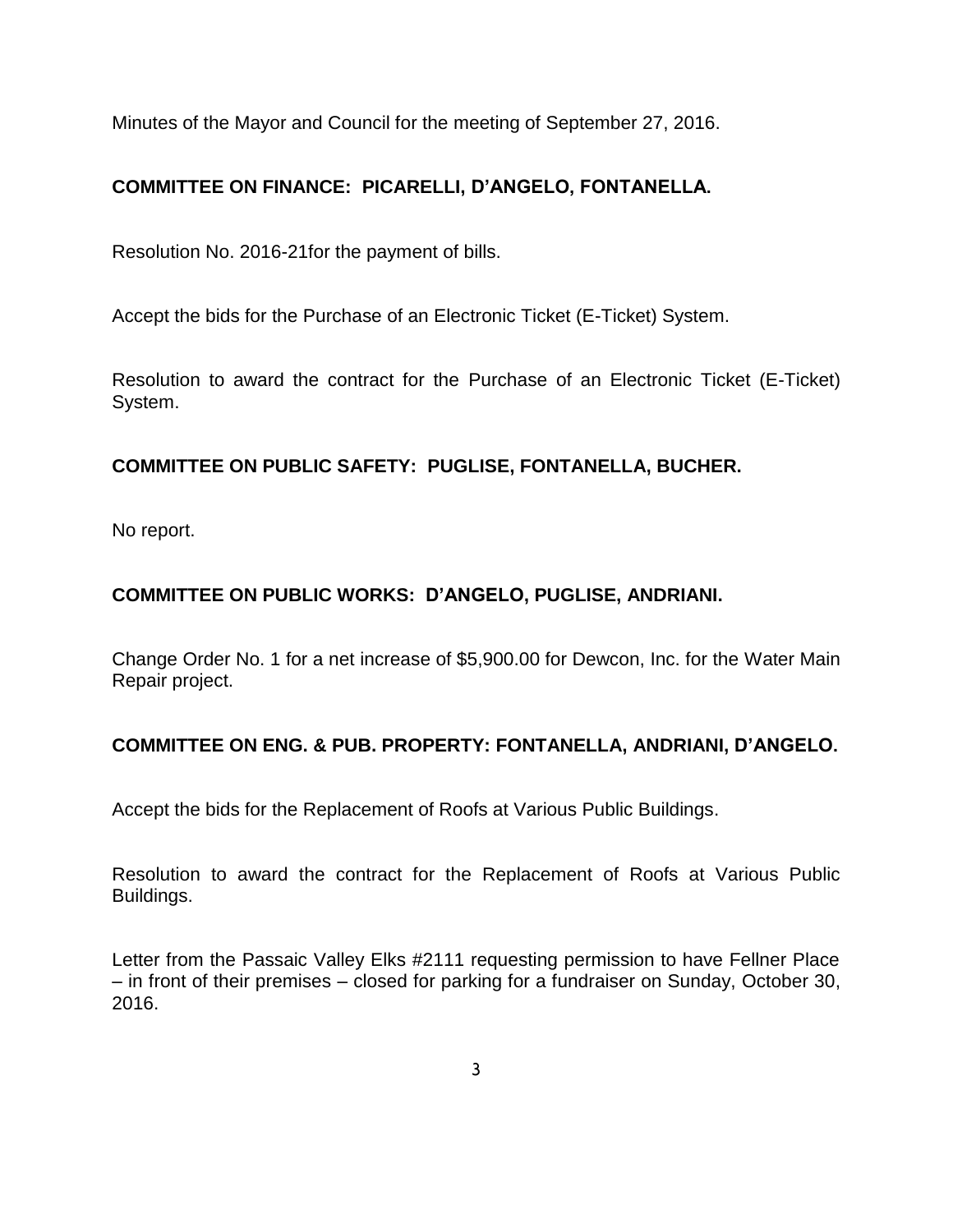Minutes of the Mayor and Council for the meeting of September 27, 2016.

**COMMITTEE ON FINANCE: PICARELLI, D'ANGELO, FONTANELLA.**

Resolution No. 2016-21for the payment of bills.

Accept the bids for the Purchase of an Electronic Ticket (E-Ticket) System.

Resolution to award the contract for the Purchase of an Electronic Ticket (E-Ticket) System.

**COMMITTEE ON PUBLIC SAFETY: PUGLISE, FONTANELLA, BUCHER.**

No report.

**COMMITTEE ON PUBLIC WORKS: D'ANGELO, PUGLISE, ANDRIANI.**

Change Order No. 1 for a net increase of $5,900.00 for Dewcon, Inc. for the Water Main Repair project.

**COMMITTEE ON ENG. & PUB. PROPERTY: FONTANELLA, ANDRIANI, D'ANGELO.**

Accept the bids for the Replacement of Roofs at Various Public Buildings.

Resolution to award the contract for the Replacement of Roofs at Various Public Buildings.

Letter from the Passaic Valley Elks #2111 requesting permission to have Fellner Place – in front of their premises – closed for parking for a fundraiser on Sunday, October 30, 2016.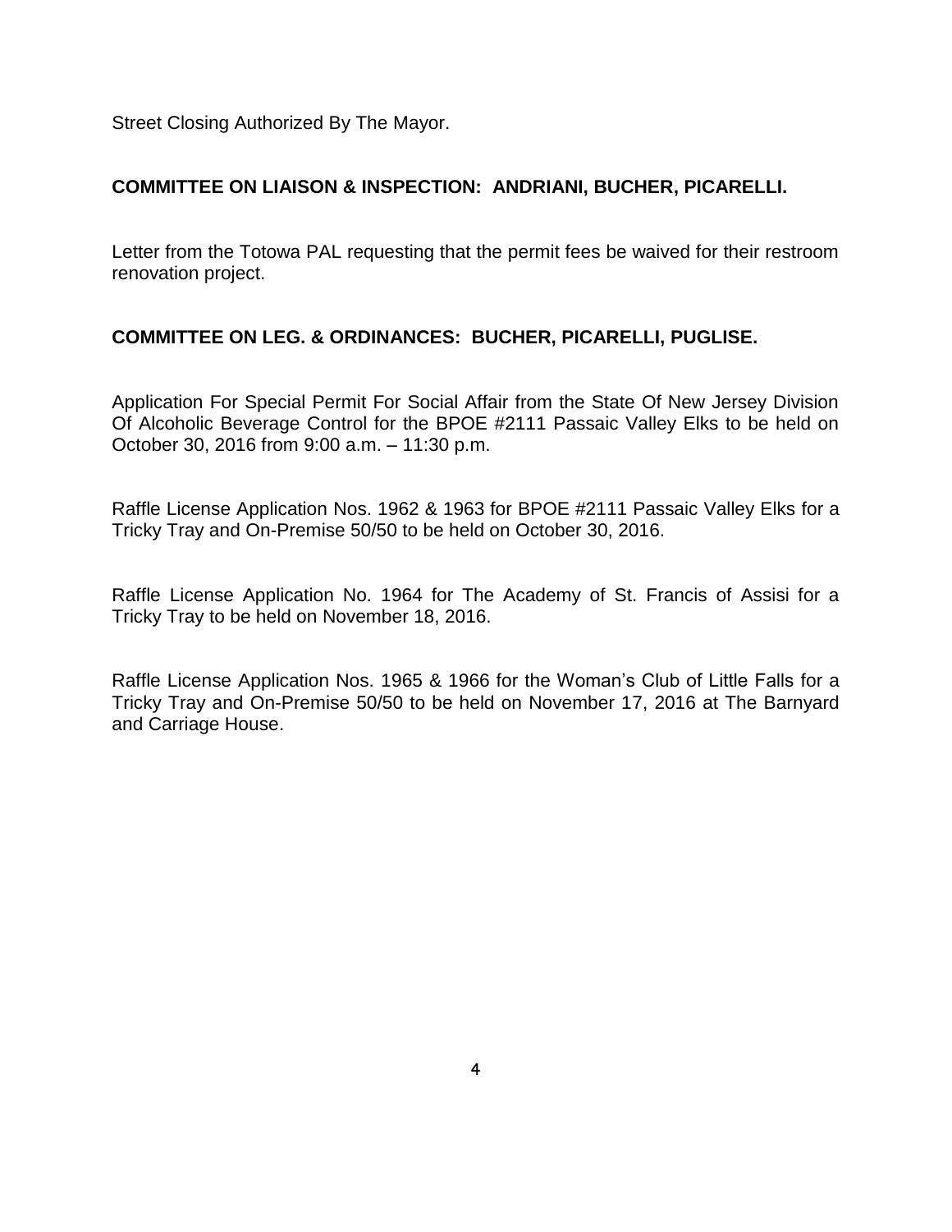Street Closing Authorized By The Mayor.

**COMMITTEE ON LIAISON & INSPECTION: ANDRIANI, BUCHER, PICARELLI.**

Letter from the Totowa PAL requesting that the permit fees be waived for their restroom renovation project.

**COMMITTEE ON LEG. & ORDINANCES: BUCHER, PICARELLI, PUGLISE.**

Application For Special Permit For Social Affair from the State Of New Jersey Division Of Alcoholic Beverage Control for the BPOE #2111 Passaic Valley Elks to be held on October 30, 2016 from 9:00 a.m. – 11:30 p.m.

Raffle License Application Nos. 1962 & 1963 for BPOE #2111 Passaic Valley Elks for a Tricky Tray and On-Premise 50/50 to be held on October 30, 2016.

Raffle License Application No. 1964 for The Academy of St. Francis of Assisi for a Tricky Tray to be held on November 18, 2016.

Raffle License Application Nos. 1965 & 1966 for the Woman's Club of Little Falls for a Tricky Tray and On-Premise 50/50 to be held on November 17, 2016 at The Barnyard and Carriage House.